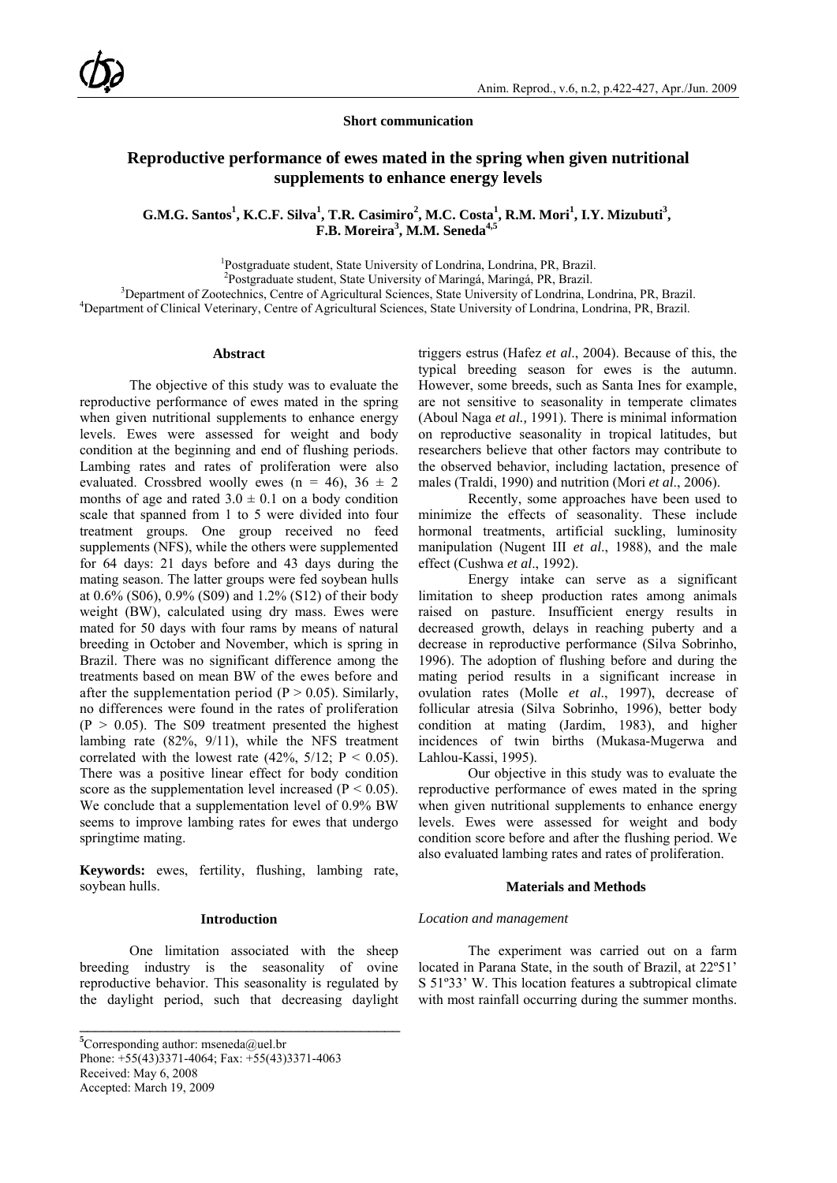**Short communication**

# Reproductive performance of ewes mated in the spring when given nutritional supplements to enhance energy levels

**G.M.G. Santos[1], K.C.F. Silva[1], T.R. Casimiro[2], M.C. Costa[1], R.M. Mori[1], I.Y. Mizubuti[3], F.B. Moreira[3], M.M. Seneda[4,5]**

[1]Postgraduate student, State University of Londrina, Londrina, PR, Brazil.
[2]Postgraduate student, State University of Maringá, Maringá, PR, Brazil.
[3]Department of Zootechnics, Centre of Agricultural Sciences, State University of Londrina, Londrina, PR, Brazil.
[4]Department of Clinical Veterinary, Centre of Agricultural Sciences, State University of Londrina, Londrina, PR, Brazil.

## Abstract

The objective of this study was to evaluate the reproductive performance of ewes mated in the spring when given nutritional supplements to enhance energy levels. Ewes were assessed for weight and body condition at the beginning and end of flushing periods. Lambing rates and rates of proliferation were also evaluated. Crossbred woolly ewes (n = 46), 36 ± 2 months of age and rated 3.0 ± 0.1 on a body condition scale that spanned from 1 to 5 were divided into four treatment groups. One group received no feed supplements (NFS), while the others were supplemented for 64 days: 21 days before and 43 days during the mating season. The latter groups were fed soybean hulls at 0.6% (S06), 0.9% (S09) and 1.2% (S12) of their body weight (BW), calculated using dry mass. Ewes were mated for 50 days with four rams by means of natural breeding in October and November, which is spring in Brazil. There was no significant difference among the treatments based on mean BW of the ewes before and after the supplementation period ($P > 0.05$). Similarly, no differences were found in the rates of proliferation ($P > 0.05$). The S09 treatment presented the highest lambing rate (82%, 9/11), while the NFS treatment correlated with the lowest rate (42%, 5/12; $P < 0.05$). There was a positive linear effect for body condition score as the supplementation level increased ($P < 0.05$). We conclude that a supplementation level of 0.9% BW seems to improve lambing rates for ewes that undergo springtime mating.

**Keywords:** ewes, fertility, flushing, lambing rate, soybean hulls.

## Introduction

One limitation associated with the sheep breeding industry is the seasonality of ovine reproductive behavior. This seasonality is regulated by the daylight period, such that decreasing daylight triggers estrus (Hafez *et al*., 2004). Because of this, the typical breeding season for ewes is the autumn. However, some breeds, such as Santa Ines for example, are not sensitive to seasonality in temperate climates (Aboul Naga *et al.,* 1991). There is minimal information on reproductive seasonality in tropical latitudes, but researchers believe that other factors may contribute to the observed behavior, including lactation, presence of males (Traldi, 1990) and nutrition (Mori *et al*., 2006).

Recently, some approaches have been used to minimize the effects of seasonality. These include hormonal treatments, artificial suckling, luminosity manipulation (Nugent III *et al*., 1988), and the male effect (Cushwa *et al*., 1992).

Energy intake can serve as a significant limitation to sheep production rates among animals raised on pasture. Insufficient energy results in decreased growth, delays in reaching puberty and a decrease in reproductive performance (Silva Sobrinho, 1996). The adoption of flushing before and during the mating period results in a significant increase in ovulation rates (Molle *et al*., 1997), decrease of follicular atresia (Silva Sobrinho, 1996), better body condition at mating (Jardim, 1983), and higher incidences of twin births (Mukasa-Mugerwa and Lahlou-Kassi, 1995).

Our objective in this study was to evaluate the reproductive performance of ewes mated in the spring when given nutritional supplements to enhance energy levels. Ewes were assessed for weight and body condition score before and after the flushing period. We also evaluated lambing rates and rates of proliferation.

## Materials and Methods

### *Location and management*

The experiment was carried out on a farm located in Parana State, in the south of Brazil, at 22º51' S 51º33' W. This location features a subtropical climate with most rainfall occurring during the summer months.

---

[5]Corresponding author: mseneda@uel.br
Phone: +55(43)3371-4064; Fax: +55(43)3371-4063
Received: May 6, 2008
Accepted: March 19, 2009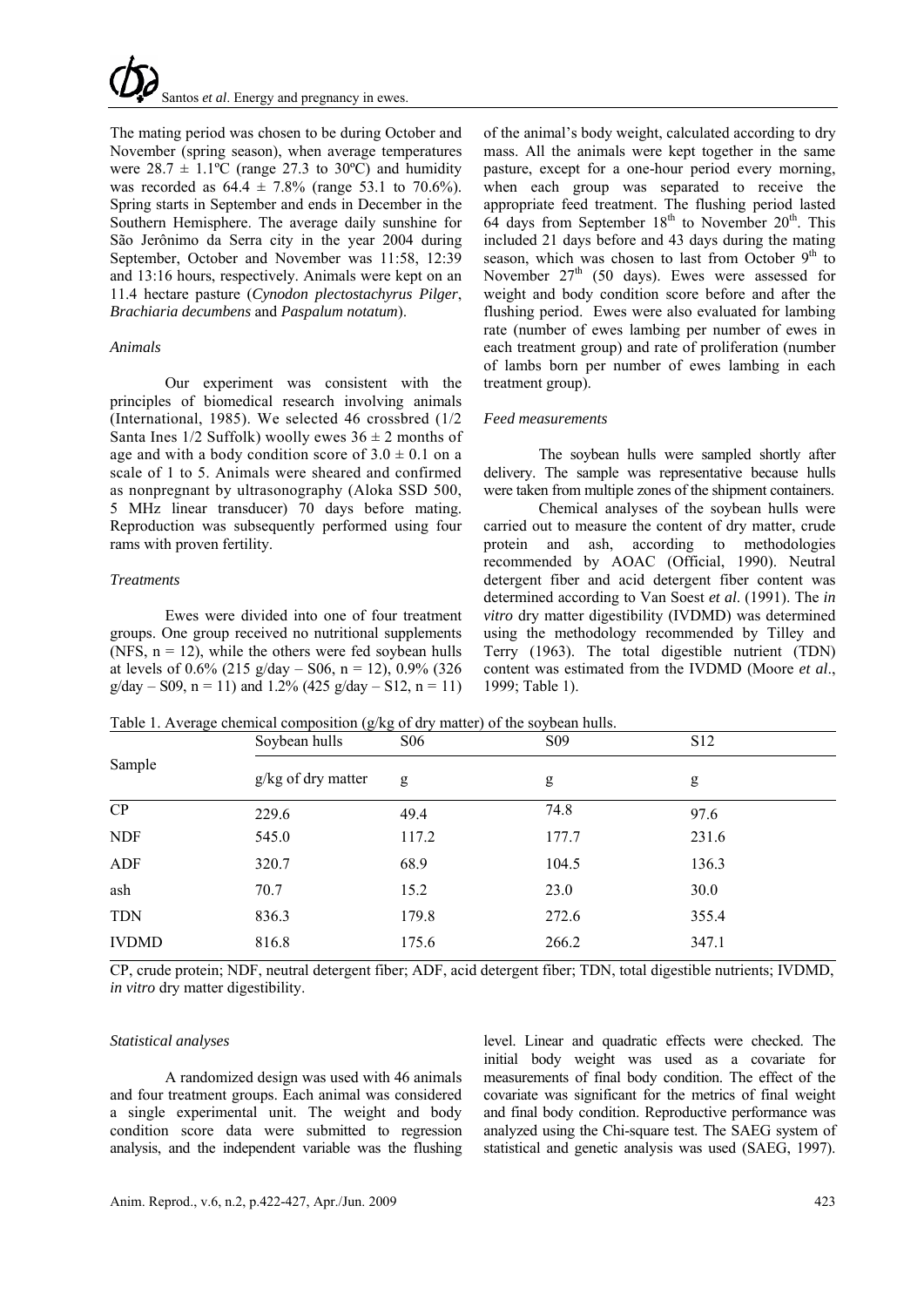The mating period was chosen to be during October and November (spring season), when average temperatures were 28.7 ± 1.1ºC (range 27.3 to 30ºC) and humidity was recorded as 64.4 ± 7.8% (range 53.1 to 70.6%). Spring starts in September and ends in December in the Southern Hemisphere. The average daily sunshine for São Jerônimo da Serra city in the year 2004 during September, October and November was 11:58, 12:39 and 13:16 hours, respectively. Animals were kept on an 11.4 hectare pasture (*Cynodon plectostachyrus Pilger*, *Brachiaria decumbens* and *Paspalum notatum*).

### *Animals*

Our experiment was consistent with the principles of biomedical research involving animals (International, 1985). We selected 46 crossbred (1/2 Santa Ines 1/2 Suffolk) woolly ewes 36 ± 2 months of age and with a body condition score of 3.0 ± 0.1 on a scale of 1 to 5. Animals were sheared and confirmed as nonpregnant by ultrasonography (Aloka SSD 500, 5 MHz linear transducer) 70 days before mating. Reproduction was subsequently performed using four rams with proven fertility.

### *Treatments*

Ewes were divided into one of four treatment groups. One group received no nutritional supplements (NFS, n = 12), while the others were fed soybean hulls at levels of 0.6% (215 g/day – S06, n = 12), 0.9% (326 g/day – S09, n = 11) and 1.2% (425 g/day – S12, n = 11) of the animal's body weight, calculated according to dry mass. All the animals were kept together in the same pasture, except for a one-hour period every morning, when each group was separated to receive the appropriate feed treatment. The flushing period lasted 64 days from September 18th to November 20th. This included 21 days before and 43 days during the mating season, which was chosen to last from October 9th to November 27th (50 days). Ewes were assessed for weight and body condition score before and after the flushing period. Ewes were also evaluated for lambing rate (number of ewes lambing per number of ewes in each treatment group) and rate of proliferation (number of lambs born per number of ewes lambing in each treatment group).

### *Feed measurements*

The soybean hulls were sampled shortly after delivery. The sample was representative because hulls were taken from multiple zones of the shipment containers.

Chemical analyses of the soybean hulls were carried out to measure the content of dry matter, crude protein and ash, according to methodologies recommended by AOAC (Official, 1990). Neutral detergent fiber and acid detergent fiber content was determined according to Van Soest *et al*. (1991). The *in vitro* dry matter digestibility (IVDMD) was determined using the methodology recommended by Tilley and Terry (1963). The total digestible nutrient (TDN) content was estimated from the IVDMD (Moore *et al*., 1999; Table 1).

Table 1. Average chemical composition (g/kg of dry matter) of the soybean hulls.

| Sample | Soybean hulls | S06 | S09 | S12 |
|---|---|---|---|---|
| | g/kg of dry matter | g | g | g |
| CP | 229.6 | 49.4 | 74.8 | 97.6 |
| NDF | 545.0 | 117.2 | 177.7 | 231.6 |
| ADF | 320.7 | 68.9 | 104.5 | 136.3 |
| ash | 70.7 | 15.2 | 23.0 | 30.0 |
| TDN | 836.3 | 179.8 | 272.6 | 355.4 |
| IVDMD | 816.8 | 175.6 | 266.2 | 347.1 |

CP, crude protein; NDF, neutral detergent fiber; ADF, acid detergent fiber; TDN, total digestible nutrients; IVDMD, *in vitro* dry matter digestibility.

### *Statistical analyses*

A randomized design was used with 46 animals and four treatment groups. Each animal was considered a single experimental unit. The weight and body condition score data were submitted to regression analysis, and the independent variable was the flushing level. Linear and quadratic effects were checked. The initial body weight was used as a covariate for measurements of final body condition. The effect of the covariate was significant for the metrics of final weight and final body condition. Reproductive performance was analyzed using the Chi-square test. The SAEG system of statistical and genetic analysis was used (SAEG, 1997).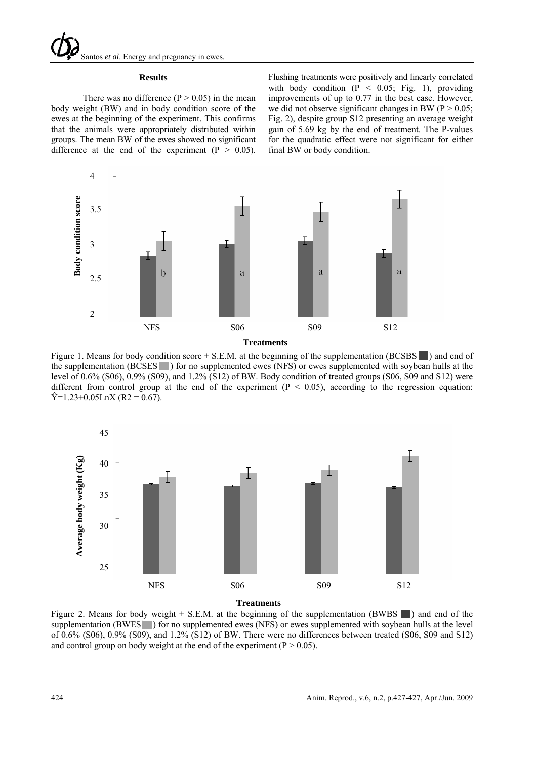## Results

There was no difference ($P > 0.05$) in the mean body weight (BW) and in body condition score of the ewes at the beginning of the experiment. This confirms that the animals were appropriately distributed within groups. The mean BW of the ewes showed no significant difference at the end of the experiment ($P > 0.05$). Flushing treatments were positively and linearly correlated with body condition ($P < 0.05$; Fig. 1), providing improvements of up to 0.77 in the best case. However, we did not observe significant changes in BW ($P > 0.05$; Fig. 2), despite group S12 presenting an average weight gain of 5.69 kg by the end of treatment. The P-values for the quadratic effect were not significant for either final BW or body condition.

Figure 1. Means for body condition score ± S.E.M. at the beginning of the supplementation (BCSBS) and end of the supplementation (BCSES) for no supplemented ewes (NFS) or ewes supplemented with soybean hulls at the level of 0.6% (S06), 0.9% (S09), and 1.2% (S12) of BW. Body condition of treated groups (S06, S09 and S12) were different from control group at the end of the experiment ($P < 0.05$), according to the regression equation: $\hat{Y}=1.23+0.05\text{Ln}X$ ($R^2 = 0.67$).

Figure 2. Means for body weight ± S.E.M. at the beginning of the supplementation (BWBS) and end of the supplementation (BWES) for no supplemented ewes (NFS) or ewes supplemented with soybean hulls at the level of 0.6% (S06), 0.9% (S09), and 1.2% (S12) of BW. There were no differences between treated (S06, S09 and S12) and control group on body weight at the end of the experiment ($P > 0.05$).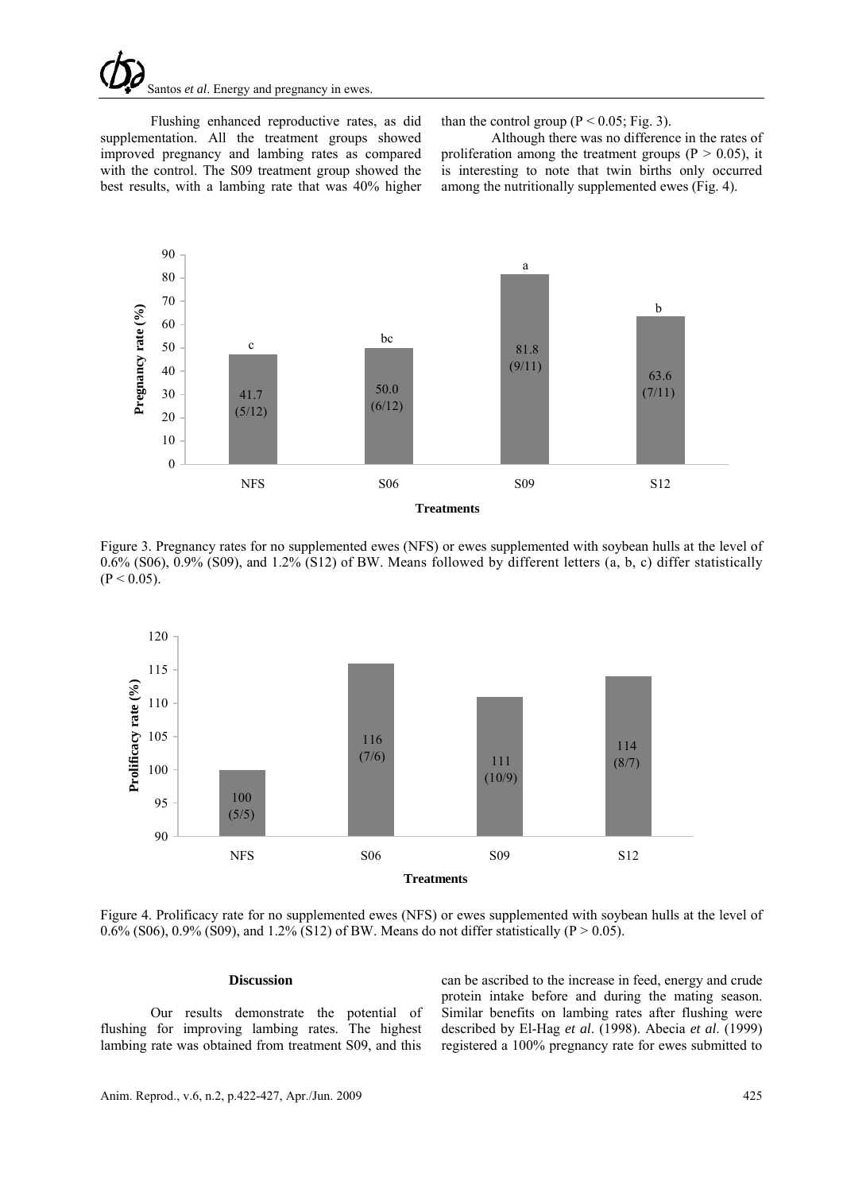Flushing enhanced reproductive rates, as did supplementation. All the treatment groups showed improved pregnancy and lambing rates as compared with the control. The S09 treatment group showed the best results, with a lambing rate that was 40% higher than the control group ($P < 0.05$; Fig. 3).

Although there was no difference in the rates of proliferation among the treatment groups ($P > 0.05$), it is interesting to note that twin births only occurred among the nutritionally supplemented ewes (Fig. 4).

Figure 3. Pregnancy rates for no supplemented ewes (NFS) or ewes supplemented with soybean hulls at the level of 0.6% (S06), 0.9% (S09), and 1.2% (S12) of BW. Means followed by different letters (a, b, c) differ statistically ($P < 0.05$).

Figure 4. Prolificacy rate for no supplemented ewes (NFS) or ewes supplemented with soybean hulls at the level of 0.6% (S06), 0.9% (S09), and 1.2% (S12) of BW. Means do not differ statistically ($P > 0.05$).

## Discussion

Our results demonstrate the potential of flushing for improving lambing rates. The highest lambing rate was obtained from treatment S09, and this can be ascribed to the increase in feed, energy and crude protein intake before and during the mating season. Similar benefits on lambing rates after flushing were described by El-Hag *et al*. (1998). Abecia *et al*. (1999) registered a 100% pregnancy rate for ewes submitted to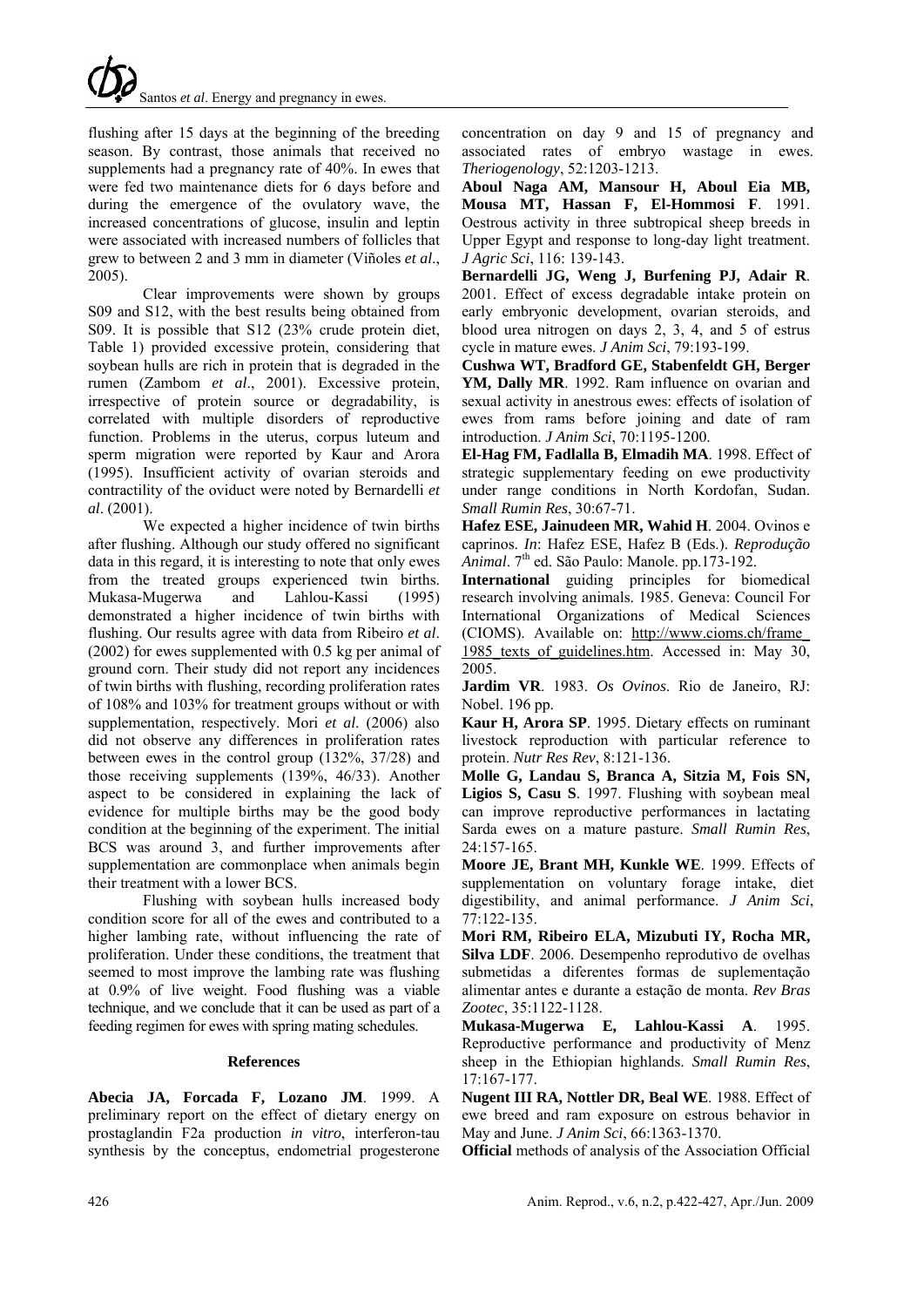flushing after 15 days at the beginning of the breeding season. By contrast, those animals that received no supplements had a pregnancy rate of 40%. In ewes that were fed two maintenance diets for 6 days before and during the emergence of the ovulatory wave, the increased concentrations of glucose, insulin and leptin were associated with increased numbers of follicles that grew to between 2 and 3 mm in diameter (Viñoles *et al*., 2005).

Clear improvements were shown by groups S09 and S12, with the best results being obtained from S09. It is possible that S12 (23% crude protein diet, Table 1) provided excessive protein, considering that soybean hulls are rich in protein that is degraded in the rumen (Zambom *et al*., 2001). Excessive protein, irrespective of protein source or degradability, is correlated with multiple disorders of reproductive function. Problems in the uterus, corpus luteum and sperm migration were reported by Kaur and Arora (1995). Insufficient activity of ovarian steroids and contractility of the oviduct were noted by Bernardelli *et al*. (2001).

We expected a higher incidence of twin births after flushing. Although our study offered no significant data in this regard, it is interesting to note that only ewes from the treated groups experienced twin births. Mukasa-Mugerwa and Lahlou-Kassi (1995) demonstrated a higher incidence of twin births with flushing. Our results agree with data from Ribeiro *et al*. (2002) for ewes supplemented with 0.5 kg per animal of ground corn. Their study did not report any incidences of twin births with flushing, recording proliferation rates of 108% and 103% for treatment groups without or with supplementation, respectively. Mori *et al*. (2006) also did not observe any differences in proliferation rates between ewes in the control group (132%, 37/28) and those receiving supplements (139%, 46/33). Another aspect to be considered in explaining the lack of evidence for multiple births may be the good body condition at the beginning of the experiment. The initial BCS was around 3, and further improvements after supplementation are commonplace when animals begin their treatment with a lower BCS.

Flushing with soybean hulls increased body condition score for all of the ewes and contributed to a higher lambing rate, without influencing the rate of proliferation. Under these conditions, the treatment that seemed to most improve the lambing rate was flushing at 0.9% of live weight. Food flushing was a viable technique, and we conclude that it can be used as part of a feeding regimen for ewes with spring mating schedules.

## References

**Abecia JA, Forcada F, Lozano JM**. 1999. A preliminary report on the effect of dietary energy on prostaglandin F2a production *in vitro*, interferon-tau synthesis by the conceptus, endometrial progesterone concentration on day 9 and 15 of pregnancy and associated rates of embryo wastage in ewes. *Theriogenology*, 52:1203-1213.

**Aboul Naga AM, Mansour H, Aboul Eia MB, Mousa MT, Hassan F, El-Hommosi F**. 1991. Oestrous activity in three subtropical sheep breeds in Upper Egypt and response to long-day light treatment. *J Agric Sci*, 116: 139-143.

**Bernardelli JG, Weng J, Burfening PJ, Adair R**. 2001. Effect of excess degradable intake protein on early embryonic development, ovarian steroids, and blood urea nitrogen on days 2, 3, 4, and 5 of estrus cycle in mature ewes. *J Anim Sci*, 79:193-199.

**Cushwa WT, Bradford GE, Stabenfeldt GH, Berger YM, Dally MR**. 1992. Ram influence on ovarian and sexual activity in anestrous ewes: effects of isolation of ewes from rams before joining and date of ram introduction. *J Anim Sci*, 70:1195-1200.

**El-Hag FM, Fadlalla B, Elmadih MA**. 1998. Effect of strategic supplementary feeding on ewe productivity under range conditions in North Kordofan, Sudan. *Small Rumin Res*, 30:67-71.

**Hafez ESE, Jainudeen MR, Wahid H**. 2004. Ovinos e caprinos. *In*: Hafez ESE, Hafez B (Eds.). *Reprodução Animal*. 7th ed. São Paulo: Manole. pp.173-192.

**International** guiding principles for biomedical research involving animals. 1985. Geneva: Council For International Organizations of Medical Sciences (CIOMS). Available on: http://www.cioms.ch/frame_1985_texts_of_guidelines.htm. Accessed in: May 30, 2005.

**Jardim VR**. 1983. *Os Ovinos*. Rio de Janeiro, RJ: Nobel. 196 pp.

**Kaur H, Arora SP**. 1995. Dietary effects on ruminant livestock reproduction with particular reference to protein. *Nutr Res Rev*, 8:121-136.

**Molle G, Landau S, Branca A, Sitzia M, Fois SN, Ligios S, Casu S**. 1997. Flushing with soybean meal can improve reproductive performances in lactating Sarda ewes on a mature pasture. *Small Rumin Res*, 24:157-165.

**Moore JE, Brant MH, Kunkle WE**. 1999. Effects of supplementation on voluntary forage intake, diet digestibility, and animal performance. *J Anim Sci*, 77:122-135.

**Mori RM, Ribeiro ELA, Mizubuti IY, Rocha MR, Silva LDF**. 2006. Desempenho reprodutivo de ovelhas submetidas a diferentes formas de suplementação alimentar antes e durante a estação de monta. *Rev Bras Zootec*, 35:1122-1128.

**Mukasa-Mugerwa E, Lahlou-Kassi A**. 1995. Reproductive performance and productivity of Menz sheep in the Ethiopian highlands. *Small Rumin Res*, 17:167-177.

**Nugent III RA, Nottler DR, Beal WE**. 1988. Effect of ewe breed and ram exposure on estrous behavior in May and June. *J Anim Sci*, 66:1363-1370.

**Official** methods of analysis of the Association Official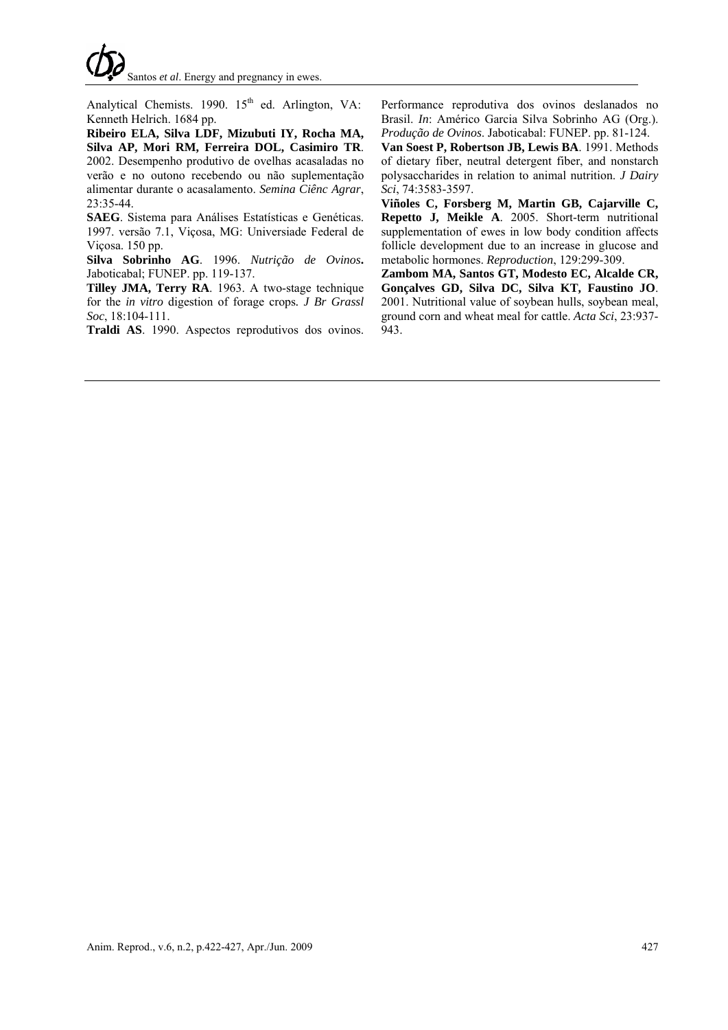Analytical Chemists. 1990. 15th ed. Arlington, VA: Kenneth Helrich. 1684 pp.

**Ribeiro ELA, Silva LDF, Mizubuti IY, Rocha MA, Silva AP, Mori RM, Ferreira DOL, Casimiro TR**. 2002. Desempenho produtivo de ovelhas acasaladas no verão e no outono recebendo ou não suplementação alimentar durante o acasalamento. *Semina Ciênc Agrar*, 23:35-44.

**SAEG**. Sistema para Análises Estatísticas e Genéticas. 1997. versão 7.1, Viçosa, MG: Universiade Federal de Viçosa. 150 pp.

**Silva Sobrinho AG**. 1996. *Nutrição de Ovinos***.** Jaboticabal; FUNEP. pp. 119-137.

**Tilley JMA, Terry RA**. 1963. A two-stage technique for the *in vitro* digestion of forage crops*. J Br Grassl Soc*, 18:104-111.

**Traldi AS**. 1990. Aspectos reprodutivos dos ovinos. Performance reprodutiva dos ovinos deslanados no Brasil. *In*: Américo Garcia Silva Sobrinho AG (Org.). *Produção de Ovinos*. Jaboticabal: FUNEP. pp. 81-124.

**Van Soest P, Robertson JB, Lewis BA**. 1991. Methods of dietary fiber, neutral detergent fiber, and nonstarch polysaccharides in relation to animal nutrition. *J Dairy Sci*, 74:3583-3597.

**Viñoles C, Forsberg M, Martin GB, Cajarville C, Repetto J, Meikle A**. 2005. Short-term nutritional supplementation of ewes in low body condition affects follicle development due to an increase in glucose and metabolic hormones. *Reproduction*, 129:299-309.

**Zambom MA, Santos GT, Modesto EC, Alcalde CR, Gonçalves GD, Silva DC, Silva KT, Faustino JO**. 2001. Nutritional value of soybean hulls, soybean meal, ground corn and wheat meal for cattle. *Acta Sci*, 23:937-943.